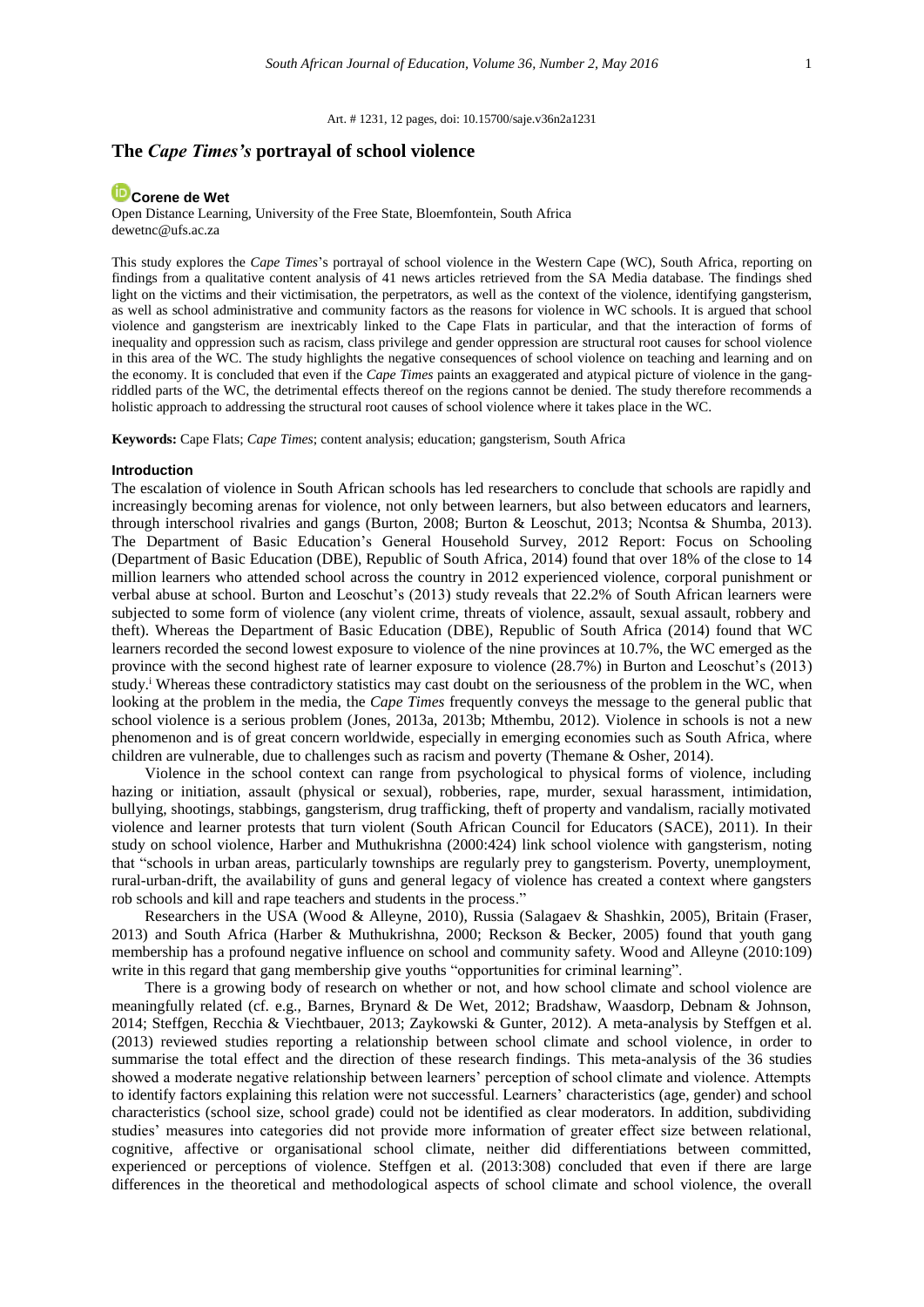Art. # 1231, 12 pages, doi: 10.15700/saje.v36n2a1231

# The *Cape Times's* portrayal of school violence

**Corene de Wet**

Open Distance Learning, University of the Free State, Bloemfontein, South Africa
dewetnc@ufs.ac.za

This study explores the *Cape Times*'s portrayal of school violence in the Western Cape (WC), South Africa, reporting on findings from a qualitative content analysis of 41 news articles retrieved from the SA Media database. The findings shed light on the victims and their victimisation, the perpetrators, as well as the context of the violence, identifying gangsterism, as well as school administrative and community factors as the reasons for violence in WC schools. It is argued that school violence and gangsterism are inextricably linked to the Cape Flats in particular, and that the interaction of forms of inequality and oppression such as racism, class privilege and gender oppression are structural root causes for school violence in this area of the WC. The study highlights the negative consequences of school violence on teaching and learning and on the economy. It is concluded that even if the *Cape Times* paints an exaggerated and atypical picture of violence in the gang-riddled parts of the WC, the detrimental effects thereof on the regions cannot be denied. The study therefore recommends a holistic approach to addressing the structural root causes of school violence where it takes place in the WC.

**Keywords:** Cape Flats; *Cape Times*; content analysis; education; gangsterism, South Africa

## Introduction

The escalation of violence in South African schools has led researchers to conclude that schools are rapidly and increasingly becoming arenas for violence, not only between learners, but also between educators and learners, through interschool rivalries and gangs (Burton, 2008; Burton & Leoschut, 2013; Ncontsa & Shumba, 2013). The Department of Basic Education's General Household Survey, 2012 Report: Focus on Schooling (Department of Basic Education (DBE), Republic of South Africa, 2014) found that over 18% of the close to 14 million learners who attended school across the country in 2012 experienced violence, corporal punishment or verbal abuse at school. Burton and Leoschut's (2013) study reveals that 22.2% of South African learners were subjected to some form of violence (any violent crime, threats of violence, assault, sexual assault, robbery and theft). Whereas the Department of Basic Education (DBE), Republic of South Africa (2014) found that WC learners recorded the second lowest exposure to violence of the nine provinces at 10.7%, the WC emerged as the province with the second highest rate of learner exposure to violence (28.7%) in Burton and Leoschut's (2013) study.[i] Whereas these contradictory statistics may cast doubt on the seriousness of the problem in the WC, when looking at the problem in the media, the *Cape Times* frequently conveys the message to the general public that school violence is a serious problem (Jones, 2013a, 2013b; Mthembu, 2012). Violence in schools is not a new phenomenon and is of great concern worldwide, especially in emerging economies such as South Africa, where children are vulnerable, due to challenges such as racism and poverty (Themane & Osher, 2014).

Violence in the school context can range from psychological to physical forms of violence, including hazing or initiation, assault (physical or sexual), robberies, rape, murder, sexual harassment, intimidation, bullying, shootings, stabbings, gangsterism, drug trafficking, theft of property and vandalism, racially motivated violence and learner protests that turn violent (South African Council for Educators (SACE), 2011). In their study on school violence, Harber and Muthukrishna (2000:424) link school violence with gangsterism, noting that "schools in urban areas, particularly townships are regularly prey to gangsterism. Poverty, unemployment, rural-urban-drift, the availability of guns and general legacy of violence has created a context where gangsters rob schools and kill and rape teachers and students in the process."

Researchers in the USA (Wood & Alleyne, 2010), Russia (Salagaev & Shashkin, 2005), Britain (Fraser, 2013) and South Africa (Harber & Muthukrishna, 2000; Reckson & Becker, 2005) found that youth gang membership has a profound negative influence on school and community safety. Wood and Alleyne (2010:109) write in this regard that gang membership give youths "opportunities for criminal learning".

There is a growing body of research on whether or not, and how school climate and school violence are meaningfully related (cf. e.g., Barnes, Brynard & De Wet, 2012; Bradshaw, Waasdorp, Debnam & Johnson, 2014; Steffgen, Recchia & Viechtbauer, 2013; Zaykowski & Gunter, 2012). A meta-analysis by Steffgen et al. (2013) reviewed studies reporting a relationship between school climate and school violence, in order to summarise the total effect and the direction of these research findings. This meta-analysis of the 36 studies showed a moderate negative relationship between learners' perception of school climate and violence. Attempts to identify factors explaining this relation were not successful. Learners' characteristics (age, gender) and school characteristics (school size, school grade) could not be identified as clear moderators. In addition, subdividing studies' measures into categories did not provide more information of greater effect size between relational, cognitive, affective or organisational school climate, neither did differentiations between committed, experienced or perceptions of violence. Steffgen et al. (2013:308) concluded that even if there are large differences in the theoretical and methodological aspects of school climate and school violence, the overall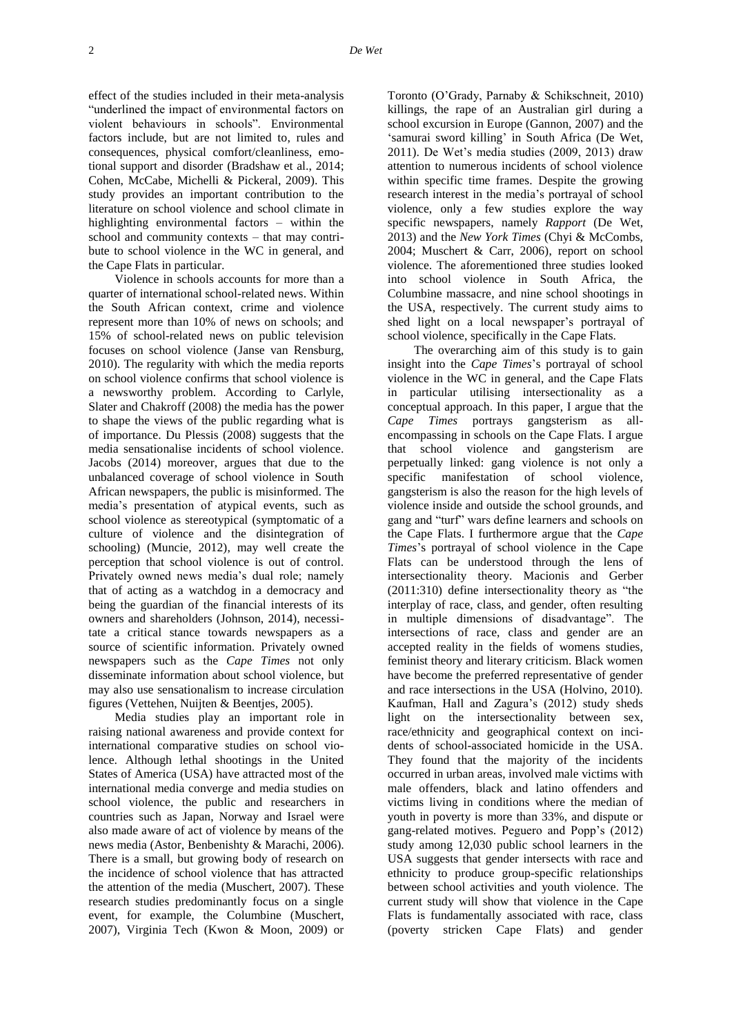effect of the studies included in their meta-analysis "underlined the impact of environmental factors on violent behaviours in schools". Environmental factors include, but are not limited to, rules and consequences, physical comfort/cleanliness, emotional support and disorder (Bradshaw et al., 2014; Cohen, McCabe, Michelli & Pickeral, 2009). This study provides an important contribution to the literature on school violence and school climate in highlighting environmental factors – within the school and community contexts – that may contribute to school violence in the WC in general, and the Cape Flats in particular.

Violence in schools accounts for more than a quarter of international school-related news. Within the South African context, crime and violence represent more than 10% of news on schools; and 15% of school-related news on public television focuses on school violence (Janse van Rensburg, 2010). The regularity with which the media reports on school violence confirms that school violence is a newsworthy problem. According to Carlyle, Slater and Chakroff (2008) the media has the power to shape the views of the public regarding what is of importance. Du Plessis (2008) suggests that the media sensationalise incidents of school violence. Jacobs (2014) moreover, argues that due to the unbalanced coverage of school violence in South African newspapers, the public is misinformed. The media's presentation of atypical events, such as school violence as stereotypical (symptomatic of a culture of violence and the disintegration of schooling) (Muncie, 2012), may well create the perception that school violence is out of control. Privately owned news media's dual role; namely that of acting as a watchdog in a democracy and being the guardian of the financial interests of its owners and shareholders (Johnson, 2014), necessitate a critical stance towards newspapers as a source of scientific information. Privately owned newspapers such as the *Cape Times* not only disseminate information about school violence, but may also use sensationalism to increase circulation figures (Vettehen, Nuijten & Beentjes, 2005).

Media studies play an important role in raising national awareness and provide context for international comparative studies on school violence. Although lethal shootings in the United States of America (USA) have attracted most of the international media converge and media studies on school violence, the public and researchers in countries such as Japan, Norway and Israel were also made aware of act of violence by means of the news media (Astor, Benbenishty & Marachi, 2006). There is a small, but growing body of research on the incidence of school violence that has attracted the attention of the media (Muschert, 2007). These research studies predominantly focus on a single event, for example, the Columbine (Muschert, 2007), Virginia Tech (Kwon & Moon, 2009) or Toronto (O'Grady, Parnaby & Schikschneit, 2010) killings, the rape of an Australian girl during a school excursion in Europe (Gannon, 2007) and the 'samurai sword killing' in South Africa (De Wet, 2011). De Wet's media studies (2009, 2013) draw attention to numerous incidents of school violence within specific time frames. Despite the growing research interest in the media's portrayal of school violence, only a few studies explore the way specific newspapers, namely *Rapport* (De Wet, 2013) and the *New York Times* (Chyi & McCombs, 2004; Muschert & Carr, 2006), report on school violence. The aforementioned three studies looked into school violence in South Africa, the Columbine massacre, and nine school shootings in the USA, respectively. The current study aims to shed light on a local newspaper's portrayal of school violence, specifically in the Cape Flats.

The overarching aim of this study is to gain insight into the *Cape Times*'s portrayal of school violence in the WC in general, and the Cape Flats in particular utilising intersectionality as a conceptual approach. In this paper, I argue that the *Cape Times* portrays gangsterism as all-encompassing in schools on the Cape Flats. I argue that school violence and gangsterism are perpetually linked: gang violence is not only a specific manifestation of school violence, gangsterism is also the reason for the high levels of violence inside and outside the school grounds, and gang and "turf" wars define learners and schools on the Cape Flats. I furthermore argue that the *Cape Times*'s portrayal of school violence in the Cape Flats can be understood through the lens of intersectionality theory. Macionis and Gerber (2011:310) define intersectionality theory as "the interplay of race, class, and gender, often resulting in multiple dimensions of disadvantage". The intersections of race, class and gender are an accepted reality in the fields of womens studies, feminist theory and literary criticism. Black women have become the preferred representative of gender and race intersections in the USA (Holvino, 2010). Kaufman, Hall and Zagura's (2012) study sheds light on the intersectionality between sex, race/ethnicity and geographical context on incidents of school-associated homicide in the USA. They found that the majority of the incidents occurred in urban areas, involved male victims with male offenders, black and latino offenders and victims living in conditions where the median of youth in poverty is more than 33%, and dispute or gang-related motives. Peguero and Popp's (2012) study among 12,030 public school learners in the USA suggests that gender intersects with race and ethnicity to produce group-specific relationships between school activities and youth violence. The current study will show that violence in the Cape Flats is fundamentally associated with race, class (poverty stricken Cape Flats) and gender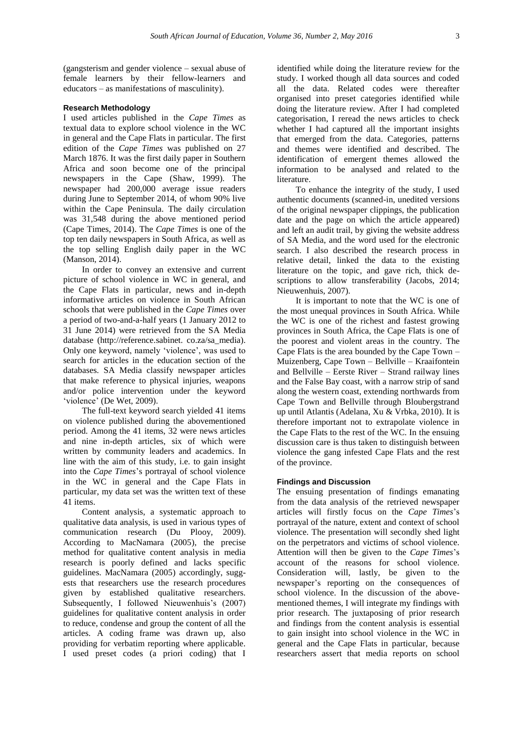(gangsterism and gender violence – sexual abuse of female learners by their fellow-learners and educators – as manifestations of masculinity).

### Research Methodology

I used articles published in the *Cape Times* as textual data to explore school violence in the WC in general and the Cape Flats in particular. The first edition of the *Cape Times* was published on 27 March 1876. It was the first daily paper in Southern Africa and soon become one of the principal newspapers in the Cape (Shaw, 1999). The newspaper had 200,000 average issue readers during June to September 2014, of whom 90% live within the Cape Peninsula. The daily circulation was 31,548 during the above mentioned period (Cape Times, 2014). The *Cape Times* is one of the top ten daily newspapers in South Africa, as well as the top selling English daily paper in the WC (Manson, 2014).

In order to convey an extensive and current picture of school violence in WC in general, and the Cape Flats in particular, news and in-depth informative articles on violence in South African schools that were published in the *Cape Times* over a period of two-and-a-half years (1 January 2012 to 31 June 2014) were retrieved from the SA Media database (http://reference.sabinet. co.za/sa_media). Only one keyword, namely 'violence', was used to search for articles in the education section of the databases. SA Media classify newspaper articles that make reference to physical injuries, weapons and/or police intervention under the keyword 'violence' (De Wet, 2009).

The full-text keyword search yielded 41 items on violence published during the abovementioned period. Among the 41 items, 32 were news articles and nine in-depth articles, six of which were written by community leaders and academics. In line with the aim of this study, i.e. to gain insight into the *Cape Times*'s portrayal of school violence in the WC in general and the Cape Flats in particular, my data set was the written text of these 41 items.

Content analysis, a systematic approach to qualitative data analysis, is used in various types of communication research (Du Plooy, 2009). According to MacNamara (2005), the precise method for qualitative content analysis in media research is poorly defined and lacks specific guidelines. MacNamara (2005) accordingly, suggests that researchers use the research procedures given by established qualitative researchers. Subsequently, I followed Nieuwenhuis's (2007) guidelines for qualitative content analysis in order to reduce, condense and group the content of all the articles. A coding frame was drawn up, also providing for verbatim reporting where applicable. I used preset codes (a priori coding) that I identified while doing the literature review for the study. I worked though all data sources and coded all the data. Related codes were thereafter organised into preset categories identified while doing the literature review. After I had completed categorisation, I reread the news articles to check whether I had captured all the important insights that emerged from the data. Categories, patterns and themes were identified and described. The identification of emergent themes allowed the information to be analysed and related to the literature.

To enhance the integrity of the study, I used authentic documents (scanned-in, unedited versions of the original newspaper clippings, the publication date and the page on which the article appeared) and left an audit trail, by giving the website address of SA Media, and the word used for the electronic search. I also described the research process in relative detail, linked the data to the existing literature on the topic, and gave rich, thick descriptions to allow transferability (Jacobs, 2014; Nieuwenhuis, 2007).

It is important to note that the WC is one of the most unequal provinces in South Africa. While the WC is one of the richest and fastest growing provinces in South Africa, the Cape Flats is one of the poorest and violent areas in the country. The Cape Flats is the area bounded by the Cape Town – Muizenberg, Cape Town – Bellville – Kraaifontein and Bellville – Eerste River – Strand railway lines and the False Bay coast, with a narrow strip of sand along the western coast, extending northwards from Cape Town and Bellville through Bloubergstrand up until Atlantis (Adelana, Xu & Vrbka, 2010). It is therefore important not to extrapolate violence in the Cape Flats to the rest of the WC. In the ensuing discussion care is thus taken to distinguish between violence the gang infested Cape Flats and the rest of the province.

### Findings and Discussion

The ensuing presentation of findings emanating from the data analysis of the retrieved newspaper articles will firstly focus on the *Cape Times*'s portrayal of the nature, extent and context of school violence. The presentation will secondly shed light on the perpetrators and victims of school violence. Attention will then be given to the *Cape Times*'s account of the reasons for school violence. Consideration will, lastly, be given to the newspaper's reporting on the consequences of school violence. In the discussion of the abovementioned themes, I will integrate my findings with prior research. The juxtaposing of prior research and findings from the content analysis is essential to gain insight into school violence in the WC in general and the Cape Flats in particular, because researchers assert that media reports on school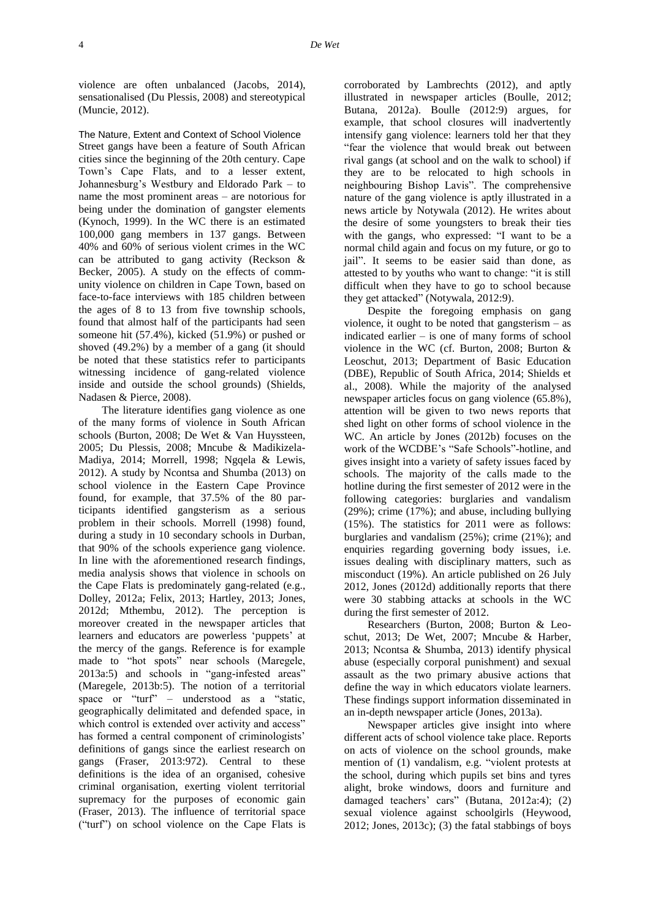violence are often unbalanced (Jacobs, 2014), sensationalised (Du Plessis, 2008) and stereotypical (Muncie, 2012).

## The Nature, Extent and Context of School Violence

Street gangs have been a feature of South African cities since the beginning of the 20th century. Cape Town's Cape Flats, and to a lesser extent, Johannesburg's Westbury and Eldorado Park – to name the most prominent areas – are notorious for being under the domination of gangster elements (Kynoch, 1999). In the WC there is an estimated 100,000 gang members in 137 gangs. Between 40% and 60% of serious violent crimes in the WC can be attributed to gang activity (Reckson & Becker, 2005). A study on the effects of community violence on children in Cape Town, based on face-to-face interviews with 185 children between the ages of 8 to 13 from five township schools, found that almost half of the participants had seen someone hit (57.4%), kicked (51.9%) or pushed or shoved (49.2%) by a member of a gang (it should be noted that these statistics refer to participants witnessing incidence of gang-related violence inside and outside the school grounds) (Shields, Nadasen & Pierce, 2008).

The literature identifies gang violence as one of the many forms of violence in South African schools (Burton, 2008; De Wet & Van Huyssteen, 2005; Du Plessis, 2008; Mncube & Madikizela-Madiya, 2014; Morrell, 1998; Ngqela & Lewis, 2012). A study by Ncontsa and Shumba (2013) on school violence in the Eastern Cape Province found, for example, that 37.5% of the 80 participants identified gangsterism as a serious problem in their schools. Morrell (1998) found, during a study in 10 secondary schools in Durban, that 90% of the schools experience gang violence. In line with the aforementioned research findings, media analysis shows that violence in schools on the Cape Flats is predominately gang-related (e.g., Dolley, 2012a; Felix, 2013; Hartley, 2013; Jones, 2012d; Mthembu, 2012). The perception is moreover created in the newspaper articles that learners and educators are powerless 'puppets' at the mercy of the gangs. Reference is for example made to "hot spots" near schools (Maregele, 2013a:5) and schools in "gang-infested areas" (Maregele, 2013b:5). The notion of a territorial space or "turf" – understood as a "static, geographically delimitated and defended space, in which control is extended over activity and access" has formed a central component of criminologists' definitions of gangs since the earliest research on gangs (Fraser, 2013:972). Central to these definitions is the idea of an organised, cohesive criminal organisation, exerting violent territorial supremacy for the purposes of economic gain (Fraser, 2013). The influence of territorial space ("turf") on school violence on the Cape Flats is corroborated by Lambrechts (2012), and aptly illustrated in newspaper articles (Boulle, 2012; Butana, 2012a). Boulle (2012:9) argues, for example, that school closures will inadvertently intensify gang violence: learners told her that they "fear the violence that would break out between rival gangs (at school and on the walk to school) if they are to be relocated to high schools in neighbouring Bishop Lavis". The comprehensive nature of the gang violence is aptly illustrated in a news article by Notywala (2012). He writes about the desire of some youngsters to break their ties with the gangs, who expressed: "I want to be a normal child again and focus on my future, or go to jail". It seems to be easier said than done, as attested to by youths who want to change: "it is still difficult when they have to go to school because they get attacked" (Notywala, 2012:9).

Despite the foregoing emphasis on gang violence, it ought to be noted that gangsterism – as indicated earlier – is one of many forms of school violence in the WC (cf. Burton, 2008; Burton & Leoschut, 2013; Department of Basic Education (DBE), Republic of South Africa, 2014; Shields et al., 2008). While the majority of the analysed newspaper articles focus on gang violence (65.8%), attention will be given to two news reports that shed light on other forms of school violence in the WC. An article by Jones (2012b) focuses on the work of the WCDBE's "Safe Schools"-hotline, and gives insight into a variety of safety issues faced by schools. The majority of the calls made to the hotline during the first semester of 2012 were in the following categories: burglaries and vandalism (29%); crime (17%); and abuse, including bullying (15%). The statistics for 2011 were as follows: burglaries and vandalism (25%); crime (21%); and enquiries regarding governing body issues, i.e. issues dealing with disciplinary matters, such as misconduct (19%). An article published on 26 July 2012, Jones (2012d) additionally reports that there were 30 stabbing attacks at schools in the WC during the first semester of 2012.

Researchers (Burton, 2008; Burton & Leoschut, 2013; De Wet, 2007; Mncube & Harber, 2013; Ncontsa & Shumba, 2013) identify physical abuse (especially corporal punishment) and sexual assault as the two primary abusive actions that define the way in which educators violate learners. These findings support information disseminated in an in-depth newspaper article (Jones, 2013a).

Newspaper articles give insight into where different acts of school violence take place. Reports on acts of violence on the school grounds, make mention of (1) vandalism, e.g. "violent protests at the school, during which pupils set bins and tyres alight, broke windows, doors and furniture and damaged teachers' cars" (Butana, 2012a:4); (2) sexual violence against schoolgirls (Heywood, 2012; Jones, 2013c); (3) the fatal stabbings of boys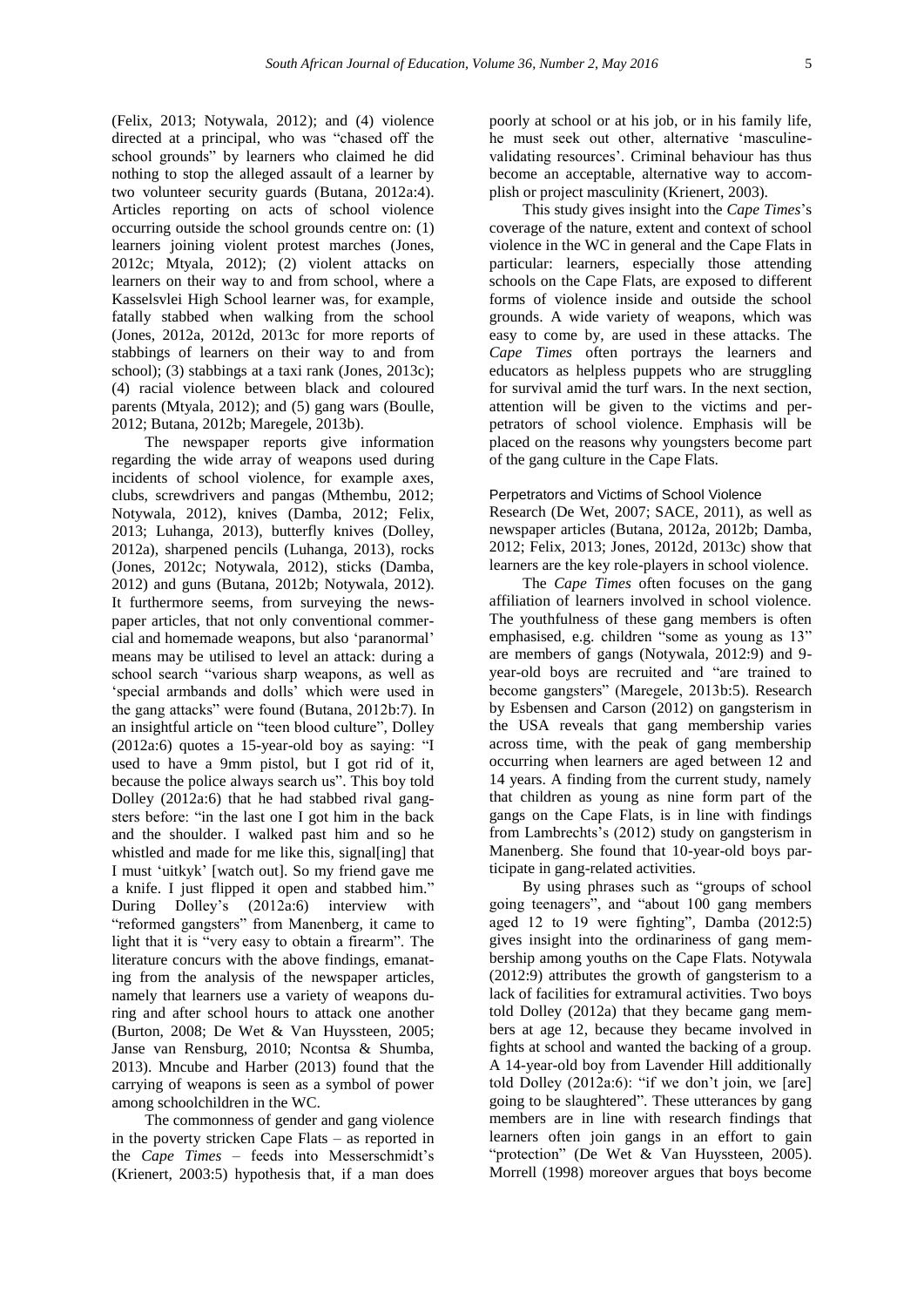(Felix, 2013; Notywala, 2012); and (4) violence directed at a principal, who was "chased off the school grounds" by learners who claimed he did nothing to stop the alleged assault of a learner by two volunteer security guards (Butana, 2012a:4). Articles reporting on acts of school violence occurring outside the school grounds centre on: (1) learners joining violent protest marches (Jones, 2012c; Mtyala, 2012); (2) violent attacks on learners on their way to and from school, where a Kasselsvlei High School learner was, for example, fatally stabbed when walking from the school (Jones, 2012a, 2012d, 2013c for more reports of stabbings of learners on their way to and from school); (3) stabbings at a taxi rank (Jones, 2013c); (4) racial violence between black and coloured parents (Mtyala, 2012); and (5) gang wars (Boulle, 2012; Butana, 2012b; Maregele, 2013b).

The newspaper reports give information regarding the wide array of weapons used during incidents of school violence, for example axes, clubs, screwdrivers and pangas (Mthembu, 2012; Notywala, 2012), knives (Damba, 2012; Felix, 2013; Luhanga, 2013), butterfly knives (Dolley, 2012a), sharpened pencils (Luhanga, 2013), rocks (Jones, 2012c; Notywala, 2012), sticks (Damba, 2012) and guns (Butana, 2012b; Notywala, 2012). It furthermore seems, from surveying the newspaper articles, that not only conventional commercial and homemade weapons, but also 'paranormal' means may be utilised to level an attack: during a school search "various sharp weapons, as well as 'special armbands and dolls' which were used in the gang attacks" were found (Butana, 2012b:7). In an insightful article on "teen blood culture", Dolley (2012a:6) quotes a 15-year-old boy as saying: "I used to have a 9mm pistol, but I got rid of it, because the police always search us". This boy told Dolley (2012a:6) that he had stabbed rival gangsters before: "in the last one I got him in the back and the shoulder. I walked past him and so he whistled and made for me like this, signal[ing] that I must 'uitkyk' [watch out]. So my friend gave me a knife. I just flipped it open and stabbed him." During Dolley's (2012a:6) interview with "reformed gangsters" from Manenberg, it came to light that it is "very easy to obtain a firearm". The literature concurs with the above findings, emanating from the analysis of the newspaper articles, namely that learners use a variety of weapons during and after school hours to attack one another (Burton, 2008; De Wet & Van Huyssteen, 2005; Janse van Rensburg, 2010; Ncontsa & Shumba, 2013). Mncube and Harber (2013) found that the carrying of weapons is seen as a symbol of power among schoolchildren in the WC.

The commonness of gender and gang violence in the poverty stricken Cape Flats – as reported in the *Cape Times* – feeds into Messerschmidt's (Krienert, 2003:5) hypothesis that, if a man does poorly at school or at his job, or in his family life, he must seek out other, alternative 'masculine-validating resources'. Criminal behaviour has thus become an acceptable, alternative way to accomplish or project masculinity (Krienert, 2003).

This study gives insight into the *Cape Times*'s coverage of the nature, extent and context of school violence in the WC in general and the Cape Flats in particular: learners, especially those attending schools on the Cape Flats, are exposed to different forms of violence inside and outside the school grounds. A wide variety of weapons, which was easy to come by, are used in these attacks. The *Cape Times* often portrays the learners and educators as helpless puppets who are struggling for survival amid the turf wars. In the next section, attention will be given to the victims and perpetrators of school violence. Emphasis will be placed on the reasons why youngsters become part of the gang culture in the Cape Flats.

### Perpetrators and Victims of School Violence

Research (De Wet, 2007; SACE, 2011), as well as newspaper articles (Butana, 2012a, 2012b; Damba, 2012; Felix, 2013; Jones, 2012d, 2013c) show that learners are the key role-players in school violence.

The *Cape Times* often focuses on the gang affiliation of learners involved in school violence. The youthfulness of these gang members is often emphasised, e.g. children "some as young as 13" are members of gangs (Notywala, 2012:9) and 9-year-old boys are recruited and "are trained to become gangsters" (Maregele, 2013b:5). Research by Esbensen and Carson (2012) on gangsterism in the USA reveals that gang membership varies across time, with the peak of gang membership occurring when learners are aged between 12 and 14 years. A finding from the current study, namely that children as young as nine form part of the gangs on the Cape Flats, is in line with findings from Lambrechts's (2012) study on gangsterism in Manenberg. She found that 10-year-old boys participate in gang-related activities.

By using phrases such as "groups of school going teenagers", and "about 100 gang members aged 12 to 19 were fighting", Damba (2012:5) gives insight into the ordinariness of gang membership among youths on the Cape Flats. Notywala (2012:9) attributes the growth of gangsterism to a lack of facilities for extramural activities. Two boys told Dolley (2012a) that they became gang members at age 12, because they became involved in fights at school and wanted the backing of a group. A 14-year-old boy from Lavender Hill additionally told Dolley (2012a:6): "if we don't join, we [are] going to be slaughtered". These utterances by gang members are in line with research findings that learners often join gangs in an effort to gain "protection" (De Wet & Van Huyssteen, 2005). Morrell (1998) moreover argues that boys become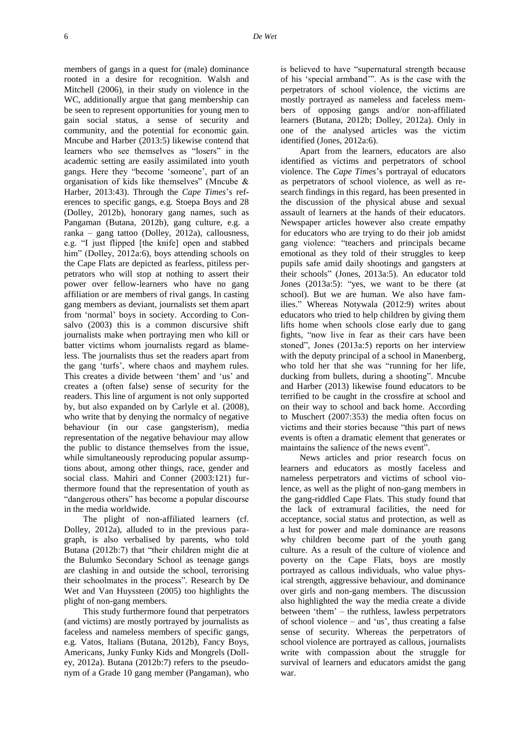members of gangs in a quest for (male) dominance rooted in a desire for recognition. Walsh and Mitchell (2006), in their study on violence in the WC, additionally argue that gang membership can be seen to represent opportunities for young men to gain social status, a sense of security and community, and the potential for economic gain. Mncube and Harber (2013:5) likewise contend that learners who see themselves as "losers" in the academic setting are easily assimilated into youth gangs. Here they "become 'someone', part of an organisation of kids like themselves" (Mncube & Harber, 2013:43). Through the *Cape Times*'s references to specific gangs, e.g. Stoepa Boys and 28 (Dolley, 2012b), honorary gang names, such as Pangaman (Butana, 2012b), gang culture, e.g. a ranka – gang tattoo (Dolley, 2012a), callousness, e.g. "I just flipped [the knife] open and stabbed him" (Dolley, 2012a:6), boys attending schools on the Cape Flats are depicted as fearless, pitiless perpetrators who will stop at nothing to assert their power over fellow-learners who have no gang affiliation or are members of rival gangs. In casting gang members as deviant, journalists set them apart from 'normal' boys in society. According to Consalvo (2003) this is a common discursive shift journalists make when portraying men who kill or batter victims whom journalists regard as blameless. The journalists thus set the readers apart from the gang 'turfs', where chaos and mayhem rules. This creates a divide between 'them' and 'us' and creates a (often false) sense of security for the readers. This line of argument is not only supported by, but also expanded on by Carlyle et al. (2008), who write that by denying the normalcy of negative behaviour (in our case gangsterism), media representation of the negative behaviour may allow the public to distance themselves from the issue, while simultaneously reproducing popular assumptions about, among other things, race, gender and social class. Mahiri and Conner (2003:121) furthermore found that the representation of youth as "dangerous others" has become a popular discourse in the media worldwide.

The plight of non-affiliated learners (cf. Dolley, 2012a), alluded to in the previous paragraph, is also verbalised by parents, who told Butana (2012b:7) that "their children might die at the Bulumko Secondary School as teenage gangs are clashing in and outside the school, terrorising their schoolmates in the process". Research by De Wet and Van Huyssteen (2005) too highlights the plight of non-gang members.

This study furthermore found that perpetrators (and victims) are mostly portrayed by journalists as faceless and nameless members of specific gangs, e.g. Vatos, Italians (Butana, 2012b), Fancy Boys, Americans, Junky Funky Kids and Mongrels (Dolley, 2012a). Butana (2012b:7) refers to the pseudonym of a Grade 10 gang member (Pangaman), who is believed to have "supernatural strength because of his 'special armband'". As is the case with the perpetrators of school violence, the victims are mostly portrayed as nameless and faceless members of opposing gangs and/or non-affiliated learners (Butana, 2012b; Dolley, 2012a). Only in one of the analysed articles was the victim identified (Jones, 2012a:6).

Apart from the learners, educators are also identified as victims and perpetrators of school violence. The *Cape Times*'s portrayal of educators as perpetrators of school violence, as well as research findings in this regard, has been presented in the discussion of the physical abuse and sexual assault of learners at the hands of their educators. Newspaper articles however also create empathy for educators who are trying to do their job amidst gang violence: "teachers and principals became emotional as they told of their struggles to keep pupils safe amid daily shootings and gangsters at their schools" (Jones, 2013a:5). An educator told Jones (2013a:5): "yes, we want to be there (at school). But we are human. We also have families." Whereas Notywala (2012:9) writes about educators who tried to help children by giving them lifts home when schools close early due to gang fights, "now live in fear as their cars have been stoned", Jones (2013a:5) reports on her interview with the deputy principal of a school in Manenberg, who told her that she was "running for her life, ducking from bullets, during a shooting". Mncube and Harber (2013) likewise found educators to be terrified to be caught in the crossfire at school and on their way to school and back home. According to Muschert (2007:353) the media often focus on victims and their stories because "this part of news events is often a dramatic element that generates or maintains the salience of the news event".

News articles and prior research focus on learners and educators as mostly faceless and nameless perpetrators and victims of school violence, as well as the plight of non-gang members in the gang-riddled Cape Flats. This study found that the lack of extramural facilities, the need for acceptance, social status and protection, as well as a lust for power and male dominance are reasons why children become part of the youth gang culture. As a result of the culture of violence and poverty on the Cape Flats, boys are mostly portrayed as callous individuals, who value physical strength, aggressive behaviour, and dominance over girls and non-gang members. The discussion also highlighted the way the media create a divide between 'them' – the ruthless, lawless perpetrators of school violence – and 'us', thus creating a false sense of security. Whereas the perpetrators of school violence are portrayed as callous, journalists write with compassion about the struggle for survival of learners and educators amidst the gang war.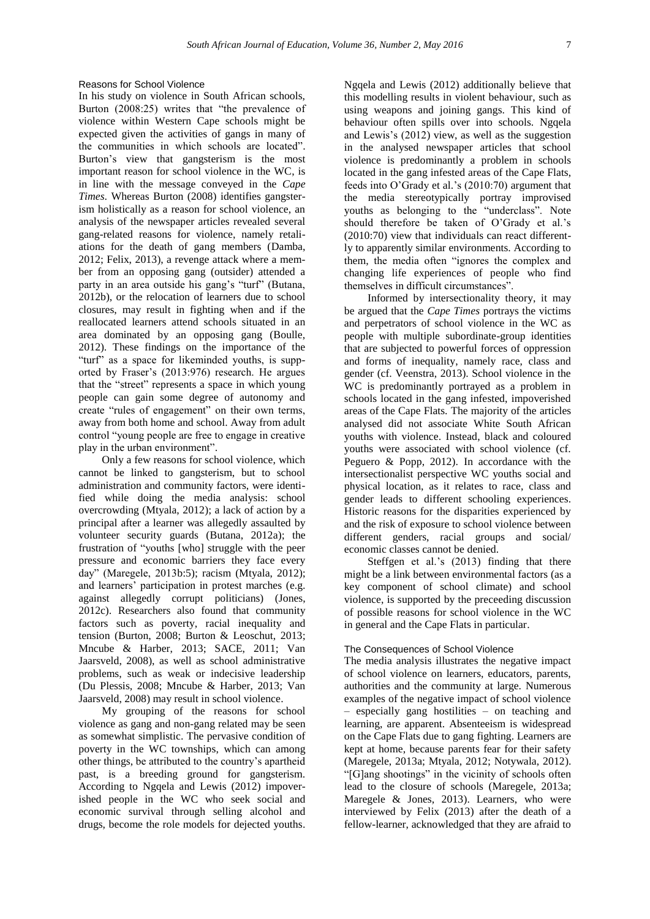### Reasons for School Violence

In his study on violence in South African schools, Burton (2008:25) writes that "the prevalence of violence within Western Cape schools might be expected given the activities of gangs in many of the communities in which schools are located". Burton's view that gangsterism is the most important reason for school violence in the WC, is in line with the message conveyed in the *Cape Times*. Whereas Burton (2008) identifies gangsterism holistically as a reason for school violence, an analysis of the newspaper articles revealed several gang-related reasons for violence, namely retaliations for the death of gang members (Damba, 2012; Felix, 2013), a revenge attack where a member from an opposing gang (outsider) attended a party in an area outside his gang's "turf" (Butana, 2012b), or the relocation of learners due to school closures, may result in fighting when and if the reallocated learners attend schools situated in an area dominated by an opposing gang (Boulle, 2012). These findings on the importance of the "turf" as a space for likeminded youths, is supported by Fraser's (2013:976) research. He argues that the "street" represents a space in which young people can gain some degree of autonomy and create "rules of engagement" on their own terms, away from both home and school. Away from adult control "young people are free to engage in creative play in the urban environment".

Only a few reasons for school violence, which cannot be linked to gangsterism, but to school administration and community factors, were identified while doing the media analysis: school overcrowding (Mtyala, 2012); a lack of action by a principal after a learner was allegedly assaulted by volunteer security guards (Butana, 2012a); the frustration of "youths [who] struggle with the peer pressure and economic barriers they face every day" (Maregele, 2013b:5); racism (Mtyala, 2012); and learners' participation in protest marches (e.g. against allegedly corrupt politicians) (Jones, 2012c). Researchers also found that community factors such as poverty, racial inequality and tension (Burton, 2008; Burton & Leoschut, 2013; Mncube & Harber, 2013; SACE, 2011; Van Jaarsveld, 2008), as well as school administrative problems, such as weak or indecisive leadership (Du Plessis, 2008; Mncube & Harber, 2013; Van Jaarsveld, 2008) may result in school violence.

My grouping of the reasons for school violence as gang and non-gang related may be seen as somewhat simplistic. The pervasive condition of poverty in the WC townships, which can among other things, be attributed to the country's apartheid past, is a breeding ground for gangsterism. According to Ngqela and Lewis (2012) impoverished people in the WC who seek social and economic survival through selling alcohol and drugs, become the role models for dejected youths. Ngqela and Lewis (2012) additionally believe that this modelling results in violent behaviour, such as using weapons and joining gangs. This kind of behaviour often spills over into schools. Ngqela and Lewis's (2012) view, as well as the suggestion in the analysed newspaper articles that school violence is predominantly a problem in schools located in the gang infested areas of the Cape Flats, feeds into O'Grady et al.'s (2010:70) argument that the media stereotypically portray improvised youths as belonging to the "underclass". Note should therefore be taken of O'Grady et al.'s (2010:70) view that individuals can react differently to apparently similar environments. According to them, the media often "ignores the complex and changing life experiences of people who find themselves in difficult circumstances".

Informed by intersectionality theory, it may be argued that the *Cape Times* portrays the victims and perpetrators of school violence in the WC as people with multiple subordinate-group identities that are subjected to powerful forces of oppression and forms of inequality, namely race, class and gender (cf. Veenstra, 2013). School violence in the WC is predominantly portrayed as a problem in schools located in the gang infested, impoverished areas of the Cape Flats. The majority of the articles analysed did not associate White South African youths with violence. Instead, black and coloured youths were associated with school violence (cf. Peguero & Popp, 2012). In accordance with the intersectionalist perspective WC youths social and physical location, as it relates to race, class and gender leads to different schooling experiences. Historic reasons for the disparities experienced by and the risk of exposure to school violence between different genders, racial groups and social/ economic classes cannot be denied.

Steffgen et al.'s (2013) finding that there might be a link between environmental factors (as a key component of school climate) and school violence, is supported by the preceeding discussion of possible reasons for school violence in the WC in general and the Cape Flats in particular.

### The Consequences of School Violence

The media analysis illustrates the negative impact of school violence on learners, educators, parents, authorities and the community at large. Numerous examples of the negative impact of school violence – especially gang hostilities – on teaching and learning, are apparent. Absenteeism is widespread on the Cape Flats due to gang fighting. Learners are kept at home, because parents fear for their safety (Maregele, 2013a; Mtyala, 2012; Notywala, 2012). "[G]ang shootings" in the vicinity of schools often lead to the closure of schools (Maregele, 2013a; Maregele & Jones, 2013). Learners, who were interviewed by Felix (2013) after the death of a fellow-learner, acknowledged that they are afraid to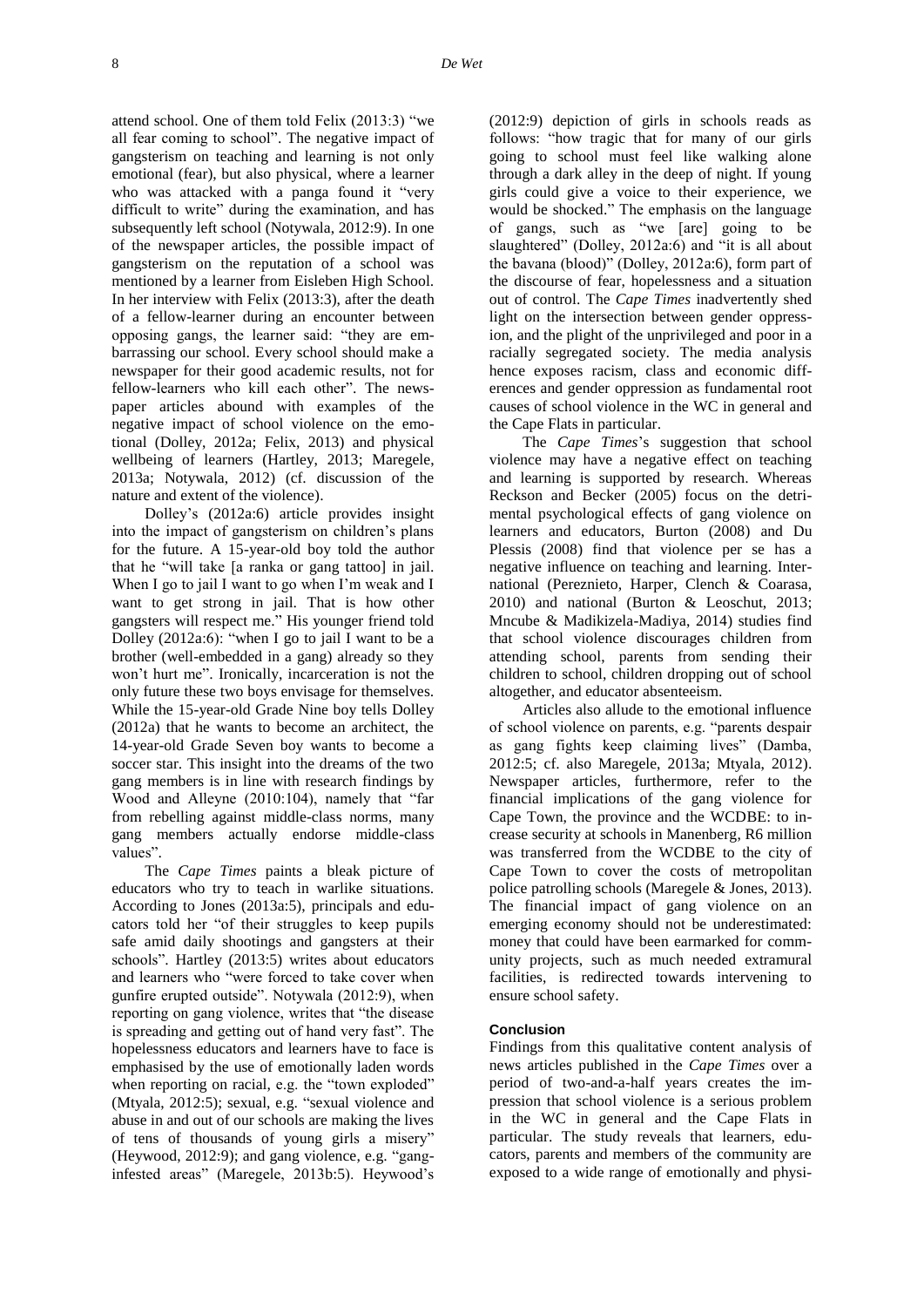attend school. One of them told Felix (2013:3) "we all fear coming to school". The negative impact of gangsterism on teaching and learning is not only emotional (fear), but also physical, where a learner who was attacked with a panga found it "very difficult to write" during the examination, and has subsequently left school (Notywala, 2012:9). In one of the newspaper articles, the possible impact of gangsterism on the reputation of a school was mentioned by a learner from Eisleben High School. In her interview with Felix (2013:3), after the death of a fellow-learner during an encounter between opposing gangs, the learner said: "they are embarrassing our school. Every school should make a newspaper for their good academic results, not for fellow-learners who kill each other". The newspaper articles abound with examples of the negative impact of school violence on the emotional (Dolley, 2012a; Felix, 2013) and physical wellbeing of learners (Hartley, 2013; Maregele, 2013a; Notywala, 2012) (cf. discussion of the nature and extent of the violence).

Dolley's (2012a:6) article provides insight into the impact of gangsterism on children's plans for the future. A 15-year-old boy told the author that he "will take [a ranka or gang tattoo] in jail. When I go to jail I want to go when I'm weak and I want to get strong in jail. That is how other gangsters will respect me." His younger friend told Dolley (2012a:6): "when I go to jail I want to be a brother (well-embedded in a gang) already so they won't hurt me". Ironically, incarceration is not the only future these two boys envisage for themselves. While the 15-year-old Grade Nine boy tells Dolley (2012a) that he wants to become an architect, the 14-year-old Grade Seven boy wants to become a soccer star. This insight into the dreams of the two gang members is in line with research findings by Wood and Alleyne (2010:104), namely that "far from rebelling against middle-class norms, many gang members actually endorse middle-class values".

The *Cape Times* paints a bleak picture of educators who try to teach in warlike situations. According to Jones (2013a:5), principals and educators told her "of their struggles to keep pupils safe amid daily shootings and gangsters at their schools". Hartley (2013:5) writes about educators and learners who "were forced to take cover when gunfire erupted outside". Notywala (2012:9), when reporting on gang violence, writes that "the disease is spreading and getting out of hand very fast". The hopelessness educators and learners have to face is emphasised by the use of emotionally laden words when reporting on racial, e.g. the "town exploded" (Mtyala, 2012:5); sexual, e.g. "sexual violence and abuse in and out of our schools are making the lives of tens of thousands of young girls a misery" (Heywood, 2012:9); and gang violence, e.g. "gang-infested areas" (Maregele, 2013b:5). Heywood's (2012:9) depiction of girls in schools reads as follows: "how tragic that for many of our girls going to school must feel like walking alone through a dark alley in the deep of night. If young girls could give a voice to their experience, we would be shocked." The emphasis on the language of gangs, such as "we [are] going to be slaughtered" (Dolley, 2012a:6) and "it is all about the bavana (blood)" (Dolley, 2012a:6), form part of the discourse of fear, hopelessness and a situation out of control. The *Cape Times* inadvertently shed light on the intersection between gender oppression, and the plight of the unprivileged and poor in a racially segregated society. The media analysis hence exposes racism, class and economic differences and gender oppression as fundamental root causes of school violence in the WC in general and the Cape Flats in particular.

The *Cape Times*'s suggestion that school violence may have a negative effect on teaching and learning is supported by research. Whereas Reckson and Becker (2005) focus on the detrimental psychological effects of gang violence on learners and educators, Burton (2008) and Du Plessis (2008) find that violence per se has a negative influence on teaching and learning. International (Pereznieto, Harper, Clench & Coarasa, 2010) and national (Burton & Leoschut, 2013; Mncube & Madikizela-Madiya, 2014) studies find that school violence discourages children from attending school, parents from sending their children to school, children dropping out of school altogether, and educator absenteeism.

Articles also allude to the emotional influence of school violence on parents, e.g. "parents despair as gang fights keep claiming lives" (Damba, 2012:5; cf. also Maregele, 2013a; Mtyala, 2012). Newspaper articles, furthermore, refer to the financial implications of the gang violence for Cape Town, the province and the WCDBE: to increase security at schools in Manenberg, R6 million was transferred from the WCDBE to the city of Cape Town to cover the costs of metropolitan police patrolling schools (Maregele & Jones, 2013). The financial impact of gang violence on an emerging economy should not be underestimated: money that could have been earmarked for community projects, such as much needed extramural facilities, is redirected towards intervening to ensure school safety.

## Conclusion

Findings from this qualitative content analysis of news articles published in the *Cape Times* over a period of two-and-a-half years creates the impression that school violence is a serious problem in the WC in general and the Cape Flats in particular. The study reveals that learners, educators, parents and members of the community are exposed to a wide range of emotionally and physi-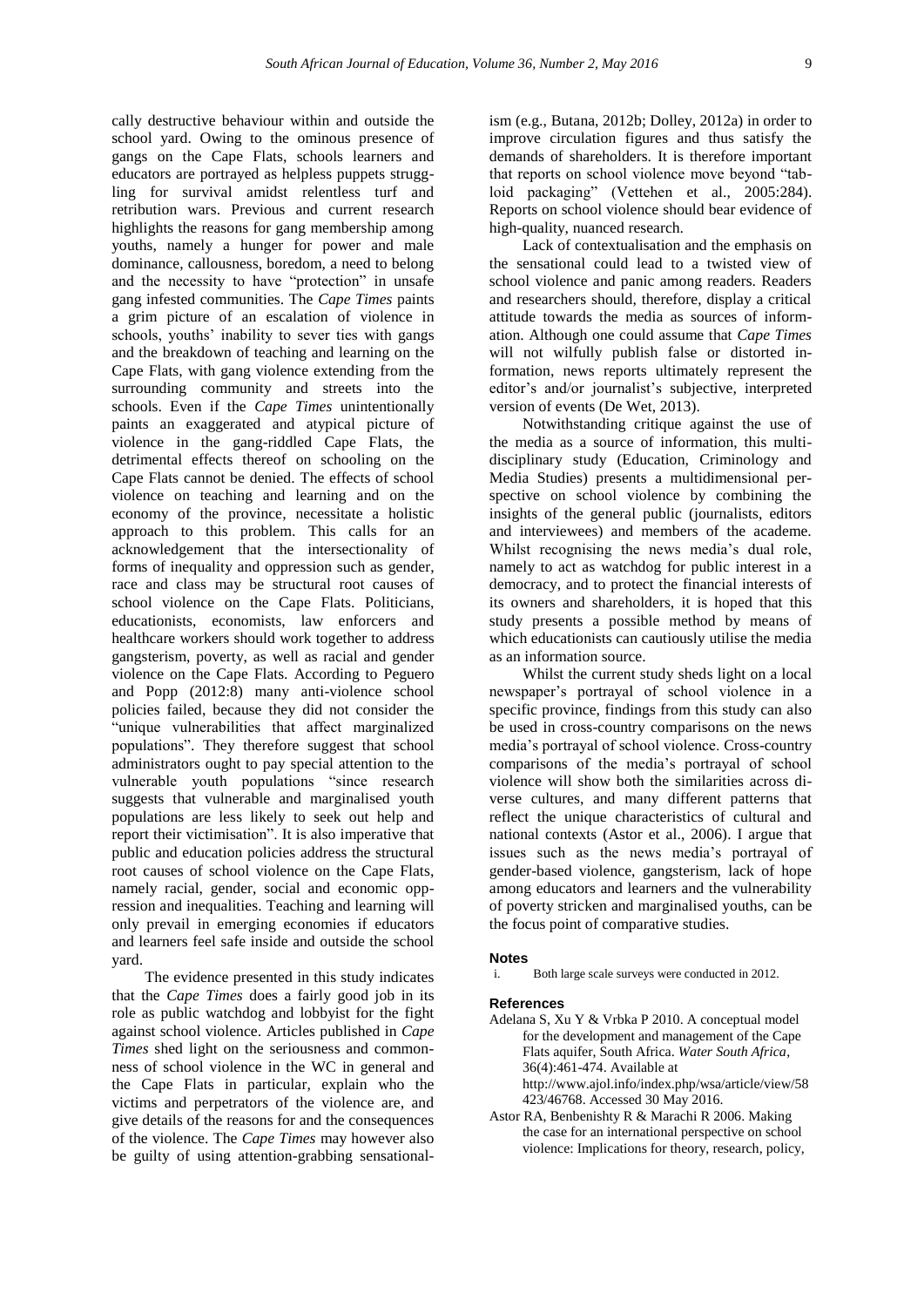cally destructive behaviour within and outside the school yard. Owing to the ominous presence of gangs on the Cape Flats, schools learners and educators are portrayed as helpless puppets struggling for survival amidst relentless turf and retribution wars. Previous and current research highlights the reasons for gang membership among youths, namely a hunger for power and male dominance, callousness, boredom, a need to belong and the necessity to have "protection" in unsafe gang infested communities. The *Cape Times* paints a grim picture of an escalation of violence in schools, youths' inability to sever ties with gangs and the breakdown of teaching and learning on the Cape Flats, with gang violence extending from the surrounding community and streets into the schools. Even if the *Cape Times* unintentionally paints an exaggerated and atypical picture of violence in the gang-riddled Cape Flats, the detrimental effects thereof on schooling on the Cape Flats cannot be denied. The effects of school violence on teaching and learning and on the economy of the province, necessitate a holistic approach to this problem. This calls for an acknowledgement that the intersectionality of forms of inequality and oppression such as gender, race and class may be structural root causes of school violence on the Cape Flats. Politicians, educationists, economists, law enforcers and healthcare workers should work together to address gangsterism, poverty, as well as racial and gender violence on the Cape Flats. According to Peguero and Popp (2012:8) many anti-violence school policies failed, because they did not consider the "unique vulnerabilities that affect marginalized populations". They therefore suggest that school administrators ought to pay special attention to the vulnerable youth populations "since research suggests that vulnerable and marginalised youth populations are less likely to seek out help and report their victimisation". It is also imperative that public and education policies address the structural root causes of school violence on the Cape Flats, namely racial, gender, social and economic oppression and inequalities. Teaching and learning will only prevail in emerging economies if educators and learners feel safe inside and outside the school yard.

The evidence presented in this study indicates that the *Cape Times* does a fairly good job in its role as public watchdog and lobbyist for the fight against school violence. Articles published in *Cape Times* shed light on the seriousness and commonness of school violence in the WC in general and the Cape Flats in particular, explain who the victims and perpetrators of the violence are, and give details of the reasons for and the consequences of the violence. The *Cape Times* may however also be guilty of using attention-grabbing sensationalism (e.g., Butana, 2012b; Dolley, 2012a) in order to improve circulation figures and thus satisfy the demands of shareholders. It is therefore important that reports on school violence move beyond "tabloid packaging" (Vettehen et al., 2005:284). Reports on school violence should bear evidence of high-quality, nuanced research.

Lack of contextualisation and the emphasis on the sensational could lead to a twisted view of school violence and panic among readers. Readers and researchers should, therefore, display a critical attitude towards the media as sources of information. Although one could assume that *Cape Times* will not wilfully publish false or distorted information, news reports ultimately represent the editor's and/or journalist's subjective, interpreted version of events (De Wet, 2013).

Notwithstanding critique against the use of the media as a source of information, this multidisciplinary study (Education, Criminology and Media Studies) presents a multidimensional perspective on school violence by combining the insights of the general public (journalists, editors and interviewees) and members of the academe. Whilst recognising the news media's dual role, namely to act as watchdog for public interest in a democracy, and to protect the financial interests of its owners and shareholders, it is hoped that this study presents a possible method by means of which educationists can cautiously utilise the media as an information source.

Whilst the current study sheds light on a local newspaper's portrayal of school violence in a specific province, findings from this study can also be used in cross-country comparisons on the news media's portrayal of school violence. Cross-country comparisons of the media's portrayal of school violence will show both the similarities across diverse cultures, and many different patterns that reflect the unique characteristics of cultural and national contexts (Astor et al., 2006). I argue that issues such as the news media's portrayal of gender-based violence, gangsterism, lack of hope among educators and learners and the vulnerability of poverty stricken and marginalised youths, can be the focus point of comparative studies.

### Notes

i. Both large scale surveys were conducted in 2012.

### References

Adelana S, Xu Y & Vrbka P 2010. A conceptual model for the development and management of the Cape Flats aquifer, South Africa. *Water South Africa*, 36(4):461-474. Available at http://www.ajol.info/index.php/wsa/article/view/58423/46768. Accessed 30 May 2016.

Astor RA, Benbenishty R & Marachi R 2006. Making the case for an international perspective on school violence: Implications for theory, research, policy,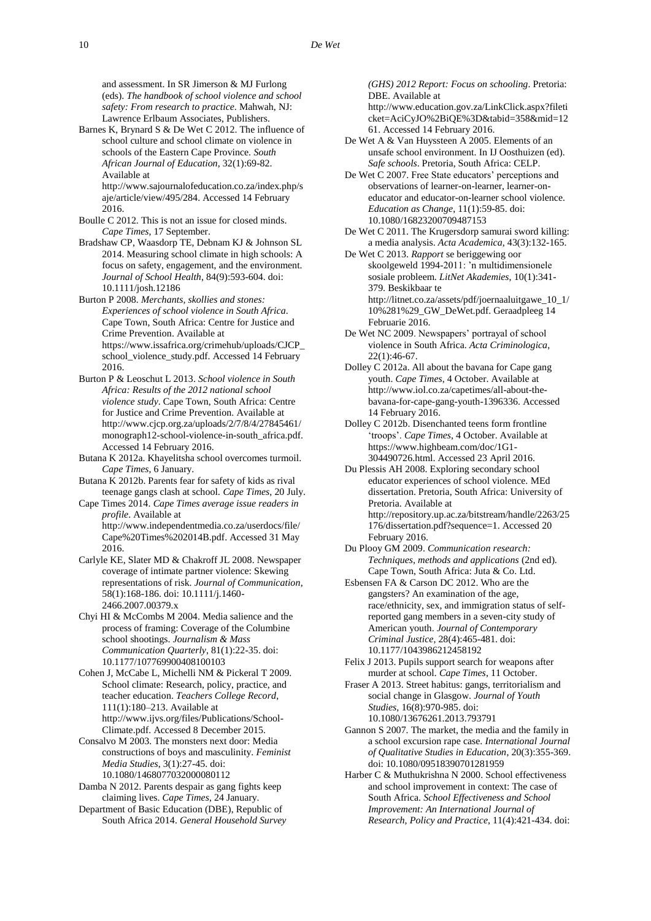and assessment. In SR Jimerson & MJ Furlong (eds). *The handbook of school violence and school safety: From research to practice*. Mahwah, NJ: Lawrence Erlbaum Associates, Publishers.

Barnes K, Brynard S & De Wet C 2012. The influence of school culture and school climate on violence in schools of the Eastern Cape Province. *South African Journal of Education*, 32(1):69-82. Available at http://www.sajournalofeducation.co.za/index.php/saje/article/view/495/284. Accessed 14 February 2016.

Boulle C 2012. This is not an issue for closed minds. *Cape Times*, 17 September.

Bradshaw CP, Waasdorp TE, Debnam KJ & Johnson SL 2014. Measuring school climate in high schools: A focus on safety, engagement, and the environment. *Journal of School Health*, 84(9):593-604. doi: 10.1111/josh.12186

Burton P 2008. *Merchants, skollies and stones: Experiences of school violence in South Africa*. Cape Town, South Africa: Centre for Justice and Crime Prevention. Available at https://www.issafrica.org/crimehub/uploads/CJCP_school_violence_study.pdf. Accessed 14 February 2016.

Burton P & Leoschut L 2013. *School violence in South Africa: Results of the 2012 national school violence study*. Cape Town, South Africa: Centre for Justice and Crime Prevention. Available at http://www.cjcp.org.za/uploads/2/7/8/4/27845461/monograph12-school-violence-in-south_africa.pdf. Accessed 14 February 2016.

Butana K 2012a. Khayelitsha school overcomes turmoil. *Cape Times*, 6 January.

Butana K 2012b. Parents fear for safety of kids as rival teenage gangs clash at school. *Cape Times*, 20 July.

Cape Times 2014. *Cape Times average issue readers in profile*. Available at http://www.independentmedia.co.za/userdocs/file/Cape%20Times%202014B.pdf. Accessed 31 May 2016.

Carlyle KE, Slater MD & Chakroff JL 2008. Newspaper coverage of intimate partner violence: Skewing representations of risk. *Journal of Communication*, 58(1):168-186. doi: 10.1111/j.1460-2466.2007.00379.x

Chyi HI & McCombs M 2004. Media salience and the process of framing: Coverage of the Columbine school shootings. *Journalism & Mass Communication Quarterly*, 81(1):22-35. doi: 10.1177/107769900408100103

Cohen J, McCabe L, Michelli NM & Pickeral T 2009. School climate: Research, policy, practice, and teacher education. *Teachers College Record*, 111(1):180–213. Available at http://www.ijvs.org/files/Publications/School-Climate.pdf. Accessed 8 December 2015.

Consalvo M 2003. The monsters next door: Media constructions of boys and masculinity. *Feminist Media Studies*, 3(1):27-45. doi: 10.1080/1468077032000080112

Damba N 2012. Parents despair as gang fights keep claiming lives. *Cape Times*, 24 January.

Department of Basic Education (DBE), Republic of South Africa 2014. *General Household Survey (GHS) 2012 Report: Focus on schooling*. Pretoria: DBE. Available at http://www.education.gov.za/LinkClick.aspx?fileticket=AciCyJO%2BiQE%3D&tabid=358&mid=1261. Accessed 14 February 2016.

De Wet A & Van Huyssteen A 2005. Elements of an unsafe school environment. In IJ Oosthuizen (ed). *Safe schools*. Pretoria, South Africa: CELP.

De Wet C 2007. Free State educators' perceptions and observations of learner-on-learner, learner-on-educator and educator-on-learner school violence. *Education as Change*, 11(1):59-85. doi: 10.1080/16823200709487153

De Wet C 2011. The Krugersdorp samurai sword killing: a media analysis. *Acta Academica*, 43(3):132-165.

De Wet C 2013. *Rapport* se beriggewing oor skoolgeweld 1994-2011: 'n multidimensionele sosiale probleem. *LitNet Akademies*, 10(1):341-379. Beskikbaar te http://litnet.co.za/assets/pdf/joernaaluitgawe_10_1/10%281%29_GW_DeWet.pdf. Geraadpleeg 14 Februarie 2016.

De Wet NC 2009. Newspapers' portrayal of school violence in South Africa. *Acta Criminologica*, 22(1):46-67.

Dolley C 2012a. All about the bavana for Cape gang youth. *Cape Times*, 4 October. Available at http://www.iol.co.za/capetimes/all-about-the-bavana-for-cape-gang-youth-1396336. Accessed 14 February 2016.

Dolley C 2012b. Disenchanted teens form frontline 'troops'. *Cape Times*, 4 October. Available at https://www.highbeam.com/doc/1G1-304490726.html. Accessed 23 April 2016.

Du Plessis AH 2008. Exploring secondary school educator experiences of school violence. MEd dissertation. Pretoria, South Africa: University of Pretoria. Available at http://repository.up.ac.za/bitstream/handle/2263/25176/dissertation.pdf?sequence=1. Accessed 20 February 2016.

Du Plooy GM 2009. *Communication research: Techniques, methods and applications* (2nd ed). Cape Town, South Africa: Juta & Co. Ltd.

Esbensen FA & Carson DC 2012. Who are the gangsters? An examination of the age, race/ethnicity, sex, and immigration status of self-reported gang members in a seven-city study of American youth. *Journal of Contemporary Criminal Justice*, 28(4):465-481. doi: 10.1177/1043986212458192

Felix J 2013. Pupils support search for weapons after murder at school. *Cape Times*, 11 October.

Fraser A 2013. Street habitus: gangs, territorialism and social change in Glasgow. *Journal of Youth Studies*, 16(8):970-985. doi: 10.1080/13676261.2013.793791

Gannon S 2007. The market, the media and the family in a school excursion rape case. *International Journal of Qualitative Studies in Education*, 20(3):355-369. doi: 10.1080/09518390701281959

Harber C & Muthukrishna N 2000. School effectiveness and school improvement in context: The case of South Africa. *School Effectiveness and School Improvement: An International Journal of Research, Policy and Practice*, 11(4):421-434. doi: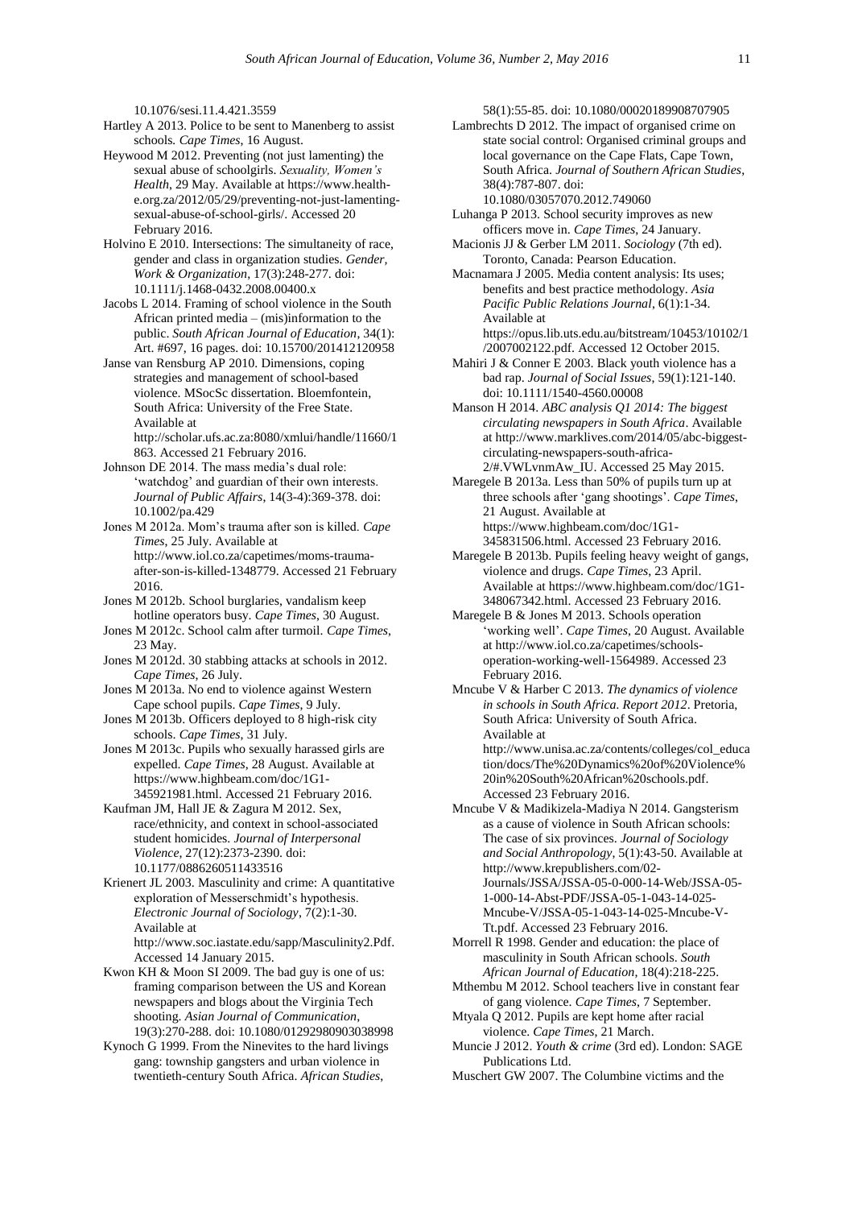10.1076/sesi.11.4.421.3559

Hartley A 2013. Police to be sent to Manenberg to assist schools. *Cape Times*, 16 August.

Heywood M 2012. Preventing (not just lamenting) the sexual abuse of schoolgirls. *Sexuality, Women's Health*, 29 May. Available at https://www.health-e.org.za/2012/05/29/preventing-not-just-lamenting-sexual-abuse-of-school-girls/. Accessed 20 February 2016.

Holvino E 2010. Intersections: The simultaneity of race, gender and class in organization studies. *Gender, Work & Organization*, 17(3):248-277. doi: 10.1111/j.1468-0432.2008.00400.x

Jacobs L 2014. Framing of school violence in the South African printed media – (mis)information to the public. *South African Journal of Education*, 34(1): Art. #697, 16 pages. doi: 10.15700/201412120958

Janse van Rensburg AP 2010. Dimensions, coping strategies and management of school-based violence. MSocSc dissertation. Bloemfontein, South Africa: University of the Free State. Available at http://scholar.ufs.ac.za:8080/xmlui/handle/11660/1863. Accessed 21 February 2016.

Johnson DE 2014. The mass media's dual role: 'watchdog' and guardian of their own interests. *Journal of Public Affairs*, 14(3-4):369-378. doi: 10.1002/pa.429

Jones M 2012a. Mom's trauma after son is killed. *Cape Times*, 25 July. Available at http://www.iol.co.za/capetimes/moms-trauma-after-son-is-killed-1348779. Accessed 21 February 2016.

Jones M 2012b. School burglaries, vandalism keep hotline operators busy. *Cape Times*, 30 August.

Jones M 2012c. School calm after turmoil. *Cape Times*, 23 May.

Jones M 2012d. 30 stabbing attacks at schools in 2012. *Cape Times*, 26 July.

Jones M 2013a. No end to violence against Western Cape school pupils. *Cape Times*, 9 July.

Jones M 2013b. Officers deployed to 8 high-risk city schools. *Cape Times*, 31 July.

Jones M 2013c. Pupils who sexually harassed girls are expelled. *Cape Times*, 28 August. Available at https://www.highbeam.com/doc/1G1-345921981.html. Accessed 21 February 2016.

Kaufman JM, Hall JE & Zagura M 2012. Sex, race/ethnicity, and context in school-associated student homicides. *Journal of Interpersonal Violence*, 27(12):2373-2390. doi: 10.1177/0886260511433516

Krienert JL 2003. Masculinity and crime: A quantitative exploration of Messerschmidt's hypothesis. *Electronic Journal of Sociology*, 7(2):1-30. Available at http://www.soc.iastate.edu/sapp/Masculinity2.Pdf. Accessed 14 January 2015.

Kwon KH & Moon SI 2009. The bad guy is one of us: framing comparison between the US and Korean newspapers and blogs about the Virginia Tech shooting. *Asian Journal of Communication*, 19(3):270-288. doi: 10.1080/01292980903038998

Kynoch G 1999. From the Ninevites to the hard livings gang: township gangsters and urban violence in twentieth-century South Africa. *African Studies*, 58(1):55-85. doi: 10.1080/00020189908707905

Lambrechts D 2012. The impact of organised crime on state social control: Organised criminal groups and local governance on the Cape Flats, Cape Town, South Africa. *Journal of Southern African Studies*, 38(4):787-807. doi: 10.1080/03057070.2012.749060

Luhanga P 2013. School security improves as new officers move in. *Cape Times*, 24 January.

Macionis JJ & Gerber LM 2011. *Sociology* (7th ed). Toronto, Canada: Pearson Education.

Macnamara J 2005. Media content analysis: Its uses; benefits and best practice methodology. *Asia Pacific Public Relations Journal*, 6(1):1-34. Available at https://opus.lib.uts.edu.au/bitstream/10453/10102/1/2007002122.pdf. Accessed 12 October 2015.

Mahiri J & Conner E 2003. Black youth violence has a bad rap. *Journal of Social Issues*, 59(1):121-140. doi: 10.1111/1540-4560.00008

Manson H 2014. *ABC analysis Q1 2014: The biggest circulating newspapers in South Africa*. Available at http://www.marklives.com/2014/05/abc-biggest-circulating-newspapers-south-africa-2/#.VWLvnmAw_IU. Accessed 25 May 2015.

Maregele B 2013a. Less than 50% of pupils turn up at three schools after 'gang shootings'. *Cape Times*, 21 August. Available at https://www.highbeam.com/doc/1G1-345831506.html. Accessed 23 February 2016.

Maregele B 2013b. Pupils feeling heavy weight of gangs, violence and drugs. *Cape Times*, 23 April. Available at https://www.highbeam.com/doc/1G1-348067342.html. Accessed 23 February 2016.

Maregele B & Jones M 2013. Schools operation 'working well'. *Cape Times*, 20 August. Available at http://www.iol.co.za/capetimes/schools-operation-working-well-1564989. Accessed 23 February 2016.

Mncube V & Harber C 2013. *The dynamics of violence in schools in South Africa. Report 2012*. Pretoria, South Africa: University of South Africa. Available at http://www.unisa.ac.za/contents/colleges/col_education/docs/The%20Dynamics%20of%20Violence%20in%20South%20African%20schools.pdf. Accessed 23 February 2016.

Mncube V & Madikizela-Madiya N 2014. Gangsterism as a cause of violence in South African schools: The case of six provinces. *Journal of Sociology and Social Anthropology*, 5(1):43-50. Available at http://www.krepublishers.com/02-Journals/JSSA/JSSA-05-0-000-14-Web/JSSA-05-1-000-14-Abst-PDF/JSSA-05-1-043-14-025-Mncube-V/JSSA-05-1-043-14-025-Mncube-V-Tt.pdf. Accessed 23 February 2016.

Morrell R 1998. Gender and education: the place of masculinity in South African schools. *South African Journal of Education*, 18(4):218-225.

Mthembu M 2012. School teachers live in constant fear of gang violence. *Cape Times*, 7 September.

Mtyala Q 2012. Pupils are kept home after racial violence. *Cape Times*, 21 March.

Muncie J 2012. *Youth & crime* (3rd ed). London: SAGE Publications Ltd.

Muschert GW 2007. The Columbine victims and the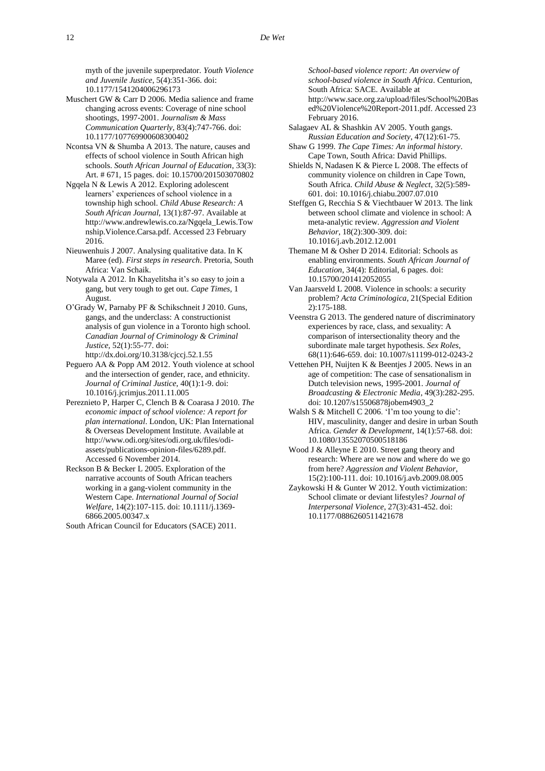myth of the juvenile superpredator. *Youth Violence and Juvenile Justice*, 5(4):351-366. doi: 10.1177/1541204006296173

Muschert GW & Carr D 2006. Media salience and frame changing across events: Coverage of nine school shootings, 1997-2001. *Journalism & Mass Communication Quarterly*, 83(4):747-766. doi: 10.1177/107769900608300402

Ncontsa VN & Shumba A 2013. The nature, causes and effects of school violence in South African high schools. *South African Journal of Education*, 33(3): Art. # 671, 15 pages. doi: 10.15700/201503070802

Ngqela N & Lewis A 2012. Exploring adolescent learners' experiences of school violence in a township high school. *Child Abuse Research: A South African Journal*, 13(1):87-97. Available at http://www.andrewlewis.co.za/Ngqela_Lewis.Township.Violence.Carsa.pdf. Accessed 23 February 2016.

Nieuwenhuis J 2007. Analysing qualitative data. In K Maree (ed). *First steps in research*. Pretoria, South Africa: Van Schaik.

Notywala A 2012. In Khayelitsha it's so easy to join a gang, but very tough to get out. *Cape Times*, 1 August.

O'Grady W, Parnaby PF & Schikschneit J 2010. Guns, gangs, and the underclass: A constructionist analysis of gun violence in a Toronto high school. *Canadian Journal of Criminology & Criminal Justice*, 52(1):55-77. doi: http://dx.doi.org/10.3138/cjccj.52.1.55

Peguero AA & Popp AM 2012. Youth violence at school and the intersection of gender, race, and ethnicity. *Journal of Criminal Justice*, 40(1):1-9. doi: 10.1016/j.jcrimjus.2011.11.005

Pereznieto P, Harper C, Clench B & Coarasa J 2010. *The economic impact of school violence: A report for plan international*. London, UK: Plan International & Overseas Development Institute. Available at http://www.odi.org/sites/odi.org.uk/files/odi-assets/publications-opinion-files/6289.pdf. Accessed 6 November 2014.

Reckson B & Becker L 2005. Exploration of the narrative accounts of South African teachers working in a gang-violent community in the Western Cape. *International Journal of Social Welfare*, 14(2):107-115. doi: 10.1111/j.1369-6866.2005.00347.x

South African Council for Educators (SACE) 2011. *School-based violence report: An overview of school-based violence in South Africa*. Centurion, South Africa: SACE. Available at http://www.sace.org.za/upload/files/School%20Based%20Violence%20Report-2011.pdf. Accessed 23 February 2016.

Salagaev AL & Shashkin AV 2005. Youth gangs. *Russian Education and Society*, 47(12):61-75.

Shaw G 1999. *The Cape Times: An informal history*. Cape Town, South Africa: David Phillips.

Shields N, Nadasen K & Pierce L 2008. The effects of community violence on children in Cape Town, South Africa. *Child Abuse & Neglect*, 32(5):589-601. doi: 10.1016/j.chiabu.2007.07.010

Steffgen G, Recchia S & Viechtbauer W 2013. The link between school climate and violence in school: A meta-analytic review. *Aggression and Violent Behavior*, 18(2):300-309. doi: 10.1016/j.avb.2012.12.001

Themane M & Osher D 2014. Editorial: Schools as enabling environments. *South African Journal of Education*, 34(4): Editorial, 6 pages. doi: 10.15700/201412052055

Van Jaarsveld L 2008. Violence in schools: a security problem? *Acta Criminologica*, 21(Special Edition 2):175-188.

Veenstra G 2013. The gendered nature of discriminatory experiences by race, class, and sexuality: A comparison of intersectionality theory and the subordinate male target hypothesis. *Sex Roles*, 68(11):646-659. doi: 10.1007/s11199-012-0243-2

Vettehen PH, Nuijten K & Beentjes J 2005. News in an age of competition: The case of sensationalism in Dutch television news, 1995-2001. *Journal of Broadcasting & Electronic Media*, 49(3):282-295. doi: 10.1207/s15506878jobem4903_2

Walsh S & Mitchell C 2006. 'I'm too young to die': HIV, masculinity, danger and desire in urban South Africa. *Gender & Development*, 14(1):57-68. doi: 10.1080/13552070500518186

Wood J & Alleyne E 2010. Street gang theory and research: Where are we now and where do we go from here? *Aggression and Violent Behavior*, 15(2):100-111. doi: 10.1016/j.avb.2009.08.005

Zaykowski H & Gunter W 2012. Youth victimization: School climate or deviant lifestyles? *Journal of Interpersonal Violence*, 27(3):431-452. doi: 10.1177/0886260511421678